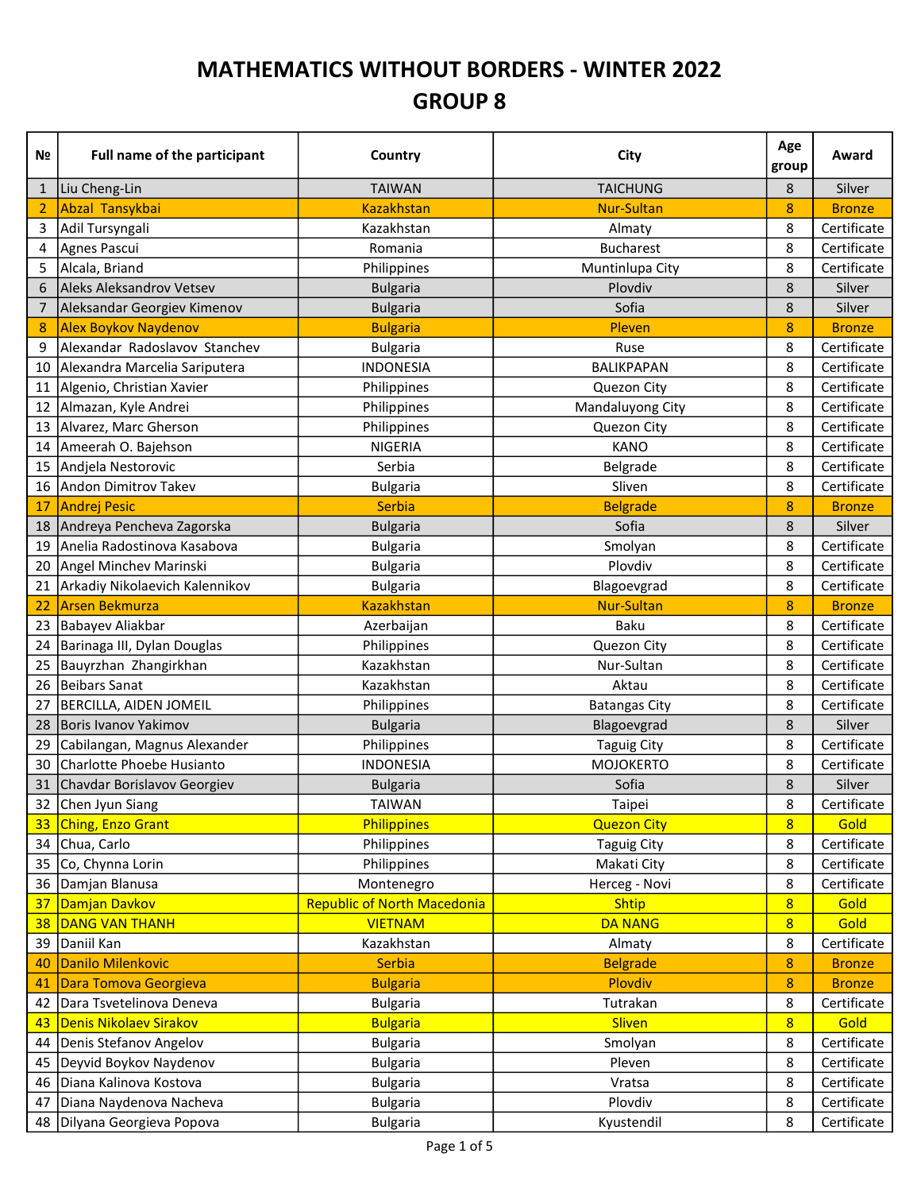# MATHEMATICS WITHOUT BORDERS - WINTER 2022
## GROUP 8

| № | Full name of the participant | Country | City | Age group | Award |
|---|---|---|---|---|---|
| 1 | Liu Cheng-Lin | TAIWAN | TAICHUNG | 8 | Silver |
| 2 | Abzal  Tansykbai | Kazakhstan | Nur-Sultan | 8 | Bronze |
| 3 | Adil Tursyngali | Kazakhstan | Almaty | 8 | Certificate |
| 4 | Agnes Pascui | Romania | Bucharest | 8 | Certificate |
| 5 | Alcala, Briand | Philippines | Muntinlupa City | 8 | Certificate |
| 6 | Aleks Aleksandrov Vetsev | Bulgaria | Plovdiv | 8 | Silver |
| 7 | Aleksandar Georgiev Kimenov | Bulgaria | Sofia | 8 | Silver |
| 8 | Alex Boykov Naydenov | Bulgaria | Pleven | 8 | Bronze |
| 9 | Alexandar  Radoslavov  Stanchev | Bulgaria | Ruse | 8 | Certificate |
| 10 | Alexandra Marcelia Sariputera | INDONESIA | BALIKPAPAN | 8 | Certificate |
| 11 | Algenio, Christian Xavier | Philippines | Quezon City | 8 | Certificate |
| 12 | Almazan, Kyle Andrei | Philippines | Mandaluyong City | 8 | Certificate |
| 13 | Alvarez, Marc Gherson | Philippines | Quezon City | 8 | Certificate |
| 14 | Ameerah O. Bajehson | NIGERIA | KANO | 8 | Certificate |
| 15 | Andjela Nestorovic | Serbia | Belgrade | 8 | Certificate |
| 16 | Andon Dimitrov Takev | Bulgaria | Sliven | 8 | Certificate |
| 17 | Andrej Pesic | Serbia | Belgrade | 8 | Bronze |
| 18 | Andreya Pencheva Zagorska | Bulgaria | Sofia | 8 | Silver |
| 19 | Anelia Radostinova Kasabova | Bulgaria | Smolyan | 8 | Certificate |
| 20 | Angel Minchev Marinski | Bulgaria | Plovdiv | 8 | Certificate |
| 21 | Arkadiy Nikolaevich Kalennikov | Bulgaria | Blagoevgrad | 8 | Certificate |
| 22 | Arsen Bekmurza | Kazakhstan | Nur-Sultan | 8 | Bronze |
| 23 | Babayev Aliakbar | Azerbaijan | Baku | 8 | Certificate |
| 24 | Barinaga III, Dylan Douglas | Philippines | Quezon City | 8 | Certificate |
| 25 | Bauyrzhan  Zhangirkhan | Kazakhstan | Nur-Sultan | 8 | Certificate |
| 26 | Beibars Sanat | Kazakhstan | Aktau | 8 | Certificate |
| 27 | BERCILLA, AIDEN JOMEIL | Philippines | Batangas City | 8 | Certificate |
| 28 | Boris Ivanov Yakimov | Bulgaria | Blagoevgrad | 8 | Silver |
| 29 | Cabilangan, Magnus Alexander | Philippines | Taguig City | 8 | Certificate |
| 30 | Charlotte Phoebe Husianto | INDONESIA | MOJOKERTO | 8 | Certificate |
| 31 | Chavdar Borislavov Georgiev | Bulgaria | Sofia | 8 | Silver |
| 32 | Chen Jyun Siang | TAIWAN | Taipei | 8 | Certificate |
| 33 | Ching, Enzo Grant | Philippines | Quezon City | 8 | Gold |
| 34 | Chua, Carlo | Philippines | Taguig City | 8 | Certificate |
| 35 | Co, Chynna Lorin | Philippines | Makati City | 8 | Certificate |
| 36 | Damjan Blanusa | Montenegro | Herceg - Novi | 8 | Certificate |
| 37 | Damjan Davkov | Republic of North Macedonia | Shtip | 8 | Gold |
| 38 | DANG VAN THANH | VIETNAM | DA NANG | 8 | Gold |
| 39 | Daniil Kan | Kazakhstan | Almaty | 8 | Certificate |
| 40 | Danilo Milenkovic | Serbia | Belgrade | 8 | Bronze |
| 41 | Dara Tomova Georgieva | Bulgaria | Plovdiv | 8 | Bronze |
| 42 | Dara Tsvetelinova Deneva | Bulgaria | Tutrakan | 8 | Certificate |
| 43 | Denis Nikolaev Sirakov | Bulgaria | Sliven | 8 | Gold |
| 44 | Denis Stefanov Angelov | Bulgaria | Smolyan | 8 | Certificate |
| 45 | Deyvid Boykov Naydenov | Bulgaria | Pleven | 8 | Certificate |
| 46 | Diana Kalinova Kostova | Bulgaria | Vratsa | 8 | Certificate |
| 47 | Diana Naydenova Nacheva | Bulgaria | Plovdiv | 8 | Certificate |
| 48 | Dilyana Georgieva Popova | Bulgaria | Kyustendil | 8 | Certificate |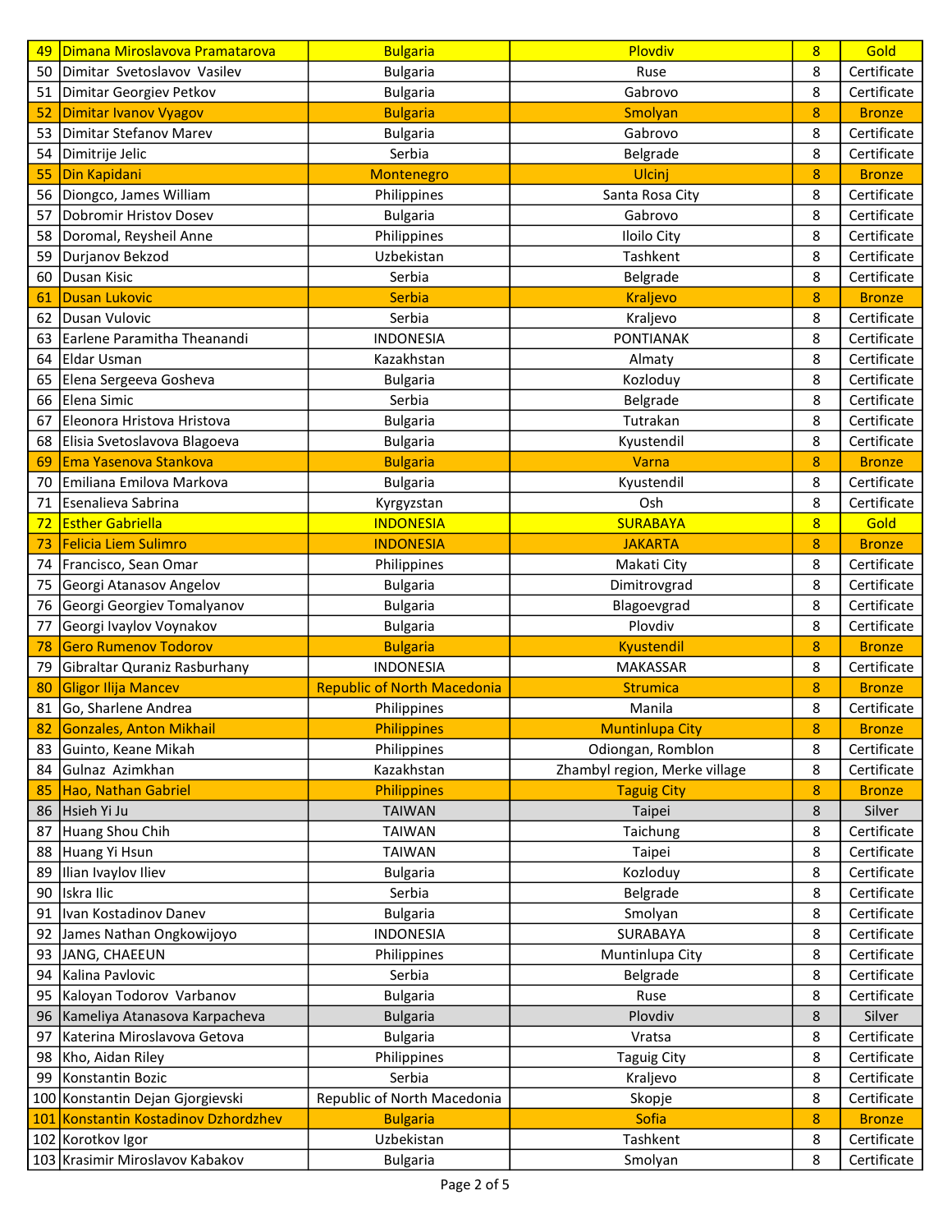| 49 | Dimana Miroslavova Pramatarova | Bulgaria | Plovdiv | 8 | Gold |
|---|---|---|---|---|---|
| 50 | Dimitar Svetoslavov Vasilev | Bulgaria | Ruse | 8 | Certificate |
| 51 | Dimitar Georgiev Petkov | Bulgaria | Gabrovo | 8 | Certificate |
| 52 | Dimitar Ivanov Vyagov | Bulgaria | Smolyan | 8 | Bronze |
| 53 | Dimitar Stefanov Marev | Bulgaria | Gabrovo | 8 | Certificate |
| 54 | Dimitrije Jelic | Serbia | Belgrade | 8 | Certificate |
| 55 | Din Kapidani | Montenegro | Ulcinj | 8 | Bronze |
| 56 | Diongco, James William | Philippines | Santa Rosa City | 8 | Certificate |
| 57 | Dobromir Hristov Dosev | Bulgaria | Gabrovo | 8 | Certificate |
| 58 | Doromal, Reysheil Anne | Philippines | Iloilo City | 8 | Certificate |
| 59 | Durjanov Bekzod | Uzbekistan | Tashkent | 8 | Certificate |
| 60 | Dusan Kisic | Serbia | Belgrade | 8 | Certificate |
| 61 | Dusan Lukovic | Serbia | Kraljevo | 8 | Bronze |
| 62 | Dusan Vulovic | Serbia | Kraljevo | 8 | Certificate |
| 63 | Earlene Paramitha Theanandi | INDONESIA | PONTIANAK | 8 | Certificate |
| 64 | Eldar Usman | Kazakhstan | Almaty | 8 | Certificate |
| 65 | Elena Sergeeva Gosheva | Bulgaria | Kozloduy | 8 | Certificate |
| 66 | Elena Simic | Serbia | Belgrade | 8 | Certificate |
| 67 | Eleonora Hristova Hristova | Bulgaria | Tutrakan | 8 | Certificate |
| 68 | Elisia Svetoslavova Blagoeva | Bulgaria | Kyustendil | 8 | Certificate |
| 69 | Ema Yasenova Stankova | Bulgaria | Varna | 8 | Bronze |
| 70 | Emiliana Emilova Markova | Bulgaria | Kyustendil | 8 | Certificate |
| 71 | Esenalieva Sabrina | Kyrgyzstan | Osh | 8 | Certificate |
| 72 | Esther Gabriella | INDONESIA | SURABAYA | 8 | Gold |
| 73 | Felicia Liem Sulimro | INDONESIA | JAKARTA | 8 | Bronze |
| 74 | Francisco, Sean Omar | Philippines | Makati City | 8 | Certificate |
| 75 | Georgi Atanasov Angelov | Bulgaria | Dimitrovgrad | 8 | Certificate |
| 76 | Georgi Georgiev Tomalyanov | Bulgaria | Blagoevgrad | 8 | Certificate |
| 77 | Georgi Ivaylov Voynakov | Bulgaria | Plovdiv | 8 | Certificate |
| 78 | Gero Rumenov Todorov | Bulgaria | Kyustendil | 8 | Bronze |
| 79 | Gibraltar Quraniz Rasburhany | INDONESIA | MAKASSAR | 8 | Certificate |
| 80 | Gligor Ilija Mancev | Republic of North Macedonia | Strumica | 8 | Bronze |
| 81 | Go, Sharlene Andrea | Philippines | Manila | 8 | Certificate |
| 82 | Gonzales, Anton Mikhail | Philippines | Muntinlupa City | 8 | Bronze |
| 83 | Guinto, Keane Mikah | Philippines | Odiongan, Romblon | 8 | Certificate |
| 84 | Gulnaz Azimkhan | Kazakhstan | Zhambyl region, Merke village | 8 | Certificate |
| 85 | Hao, Nathan Gabriel | Philippines | Taguig City | 8 | Bronze |
| 86 | Hsieh Yi Ju | TAIWAN | Taipei | 8 | Silver |
| 87 | Huang Shou Chih | TAIWAN | Taichung | 8 | Certificate |
| 88 | Huang Yi Hsun | TAIWAN | Taipei | 8 | Certificate |
| 89 | Ilian Ivaylov Iliev | Bulgaria | Kozloduy | 8 | Certificate |
| 90 | Iskra Ilic | Serbia | Belgrade | 8 | Certificate |
| 91 | Ivan Kostadinov Danev | Bulgaria | Smolyan | 8 | Certificate |
| 92 | James Nathan Ongkowijoyo | INDONESIA | SURABAYA | 8 | Certificate |
| 93 | JANG, CHAEEUN | Philippines | Muntinlupa City | 8 | Certificate |
| 94 | Kalina Pavlovic | Serbia | Belgrade | 8 | Certificate |
| 95 | Kaloyan Todorov Varbanov | Bulgaria | Ruse | 8 | Certificate |
| 96 | Kameliya Atanasova Karpacheva | Bulgaria | Plovdiv | 8 | Silver |
| 97 | Katerina Miroslavova Getova | Bulgaria | Vratsa | 8 | Certificate |
| 98 | Kho, Aidan Riley | Philippines | Taguig City | 8 | Certificate |
| 99 | Konstantin Bozic | Serbia | Kraljevo | 8 | Certificate |
| 100 | Konstantin Dejan Gjorgievski | Republic of North Macedonia | Skopje | 8 | Certificate |
| 101 | Konstantin Kostadinov Dzhordzhev | Bulgaria | Sofia | 8 | Bronze |
| 102 | Korotkov Igor | Uzbekistan | Tashkent | 8 | Certificate |
| 103 | Krasimir Miroslavov Kabakov | Bulgaria | Smolyan | 8 | Certificate |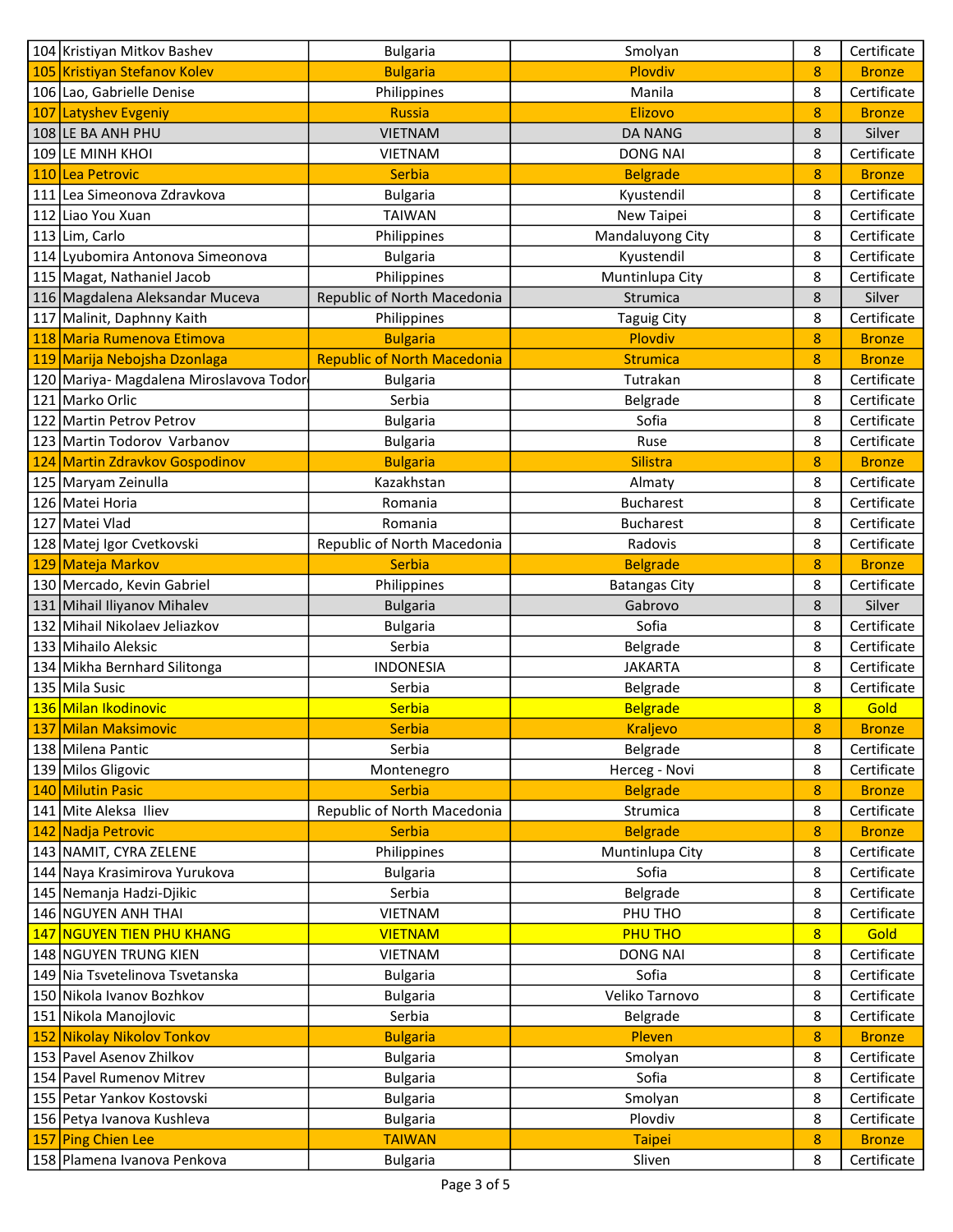| | | | | | |
|---|---|---|---|---|---|
| 104 | Kristiyan Mitkov Bashev | Bulgaria | Smolyan | 8 | Certificate |
| 105 | Kristiyan Stefanov Kolev | Bulgaria | Plovdiv | 8 | Bronze |
| 106 | Lao, Gabrielle Denise | Philippines | Manila | 8 | Certificate |
| 107 | Latyshev Evgeniy | Russia | Elizovo | 8 | Bronze |
| 108 | LE BA ANH PHU | VIETNAM | DA NANG | 8 | Silver |
| 109 | LE MINH KHOI | VIETNAM | DONG NAI | 8 | Certificate |
| 110 | Lea Petrovic | Serbia | Belgrade | 8 | Bronze |
| 111 | Lea Simeonova Zdravkova | Bulgaria | Kyustendil | 8 | Certificate |
| 112 | Liao You Xuan | TAIWAN | New Taipei | 8 | Certificate |
| 113 | Lim, Carlo | Philippines | Mandaluyong City | 8 | Certificate |
| 114 | Lyubomira Antonova Simeonova | Bulgaria | Kyustendil | 8 | Certificate |
| 115 | Magat, Nathaniel Jacob | Philippines | Muntinlupa City | 8 | Certificate |
| 116 | Magdalena Aleksandar Muceva | Republic of North Macedonia | Strumica | 8 | Silver |
| 117 | Malinit, Daphnny Kaith | Philippines | Taguig City | 8 | Certificate |
| 118 | Maria Rumenova Etimova | Bulgaria | Plovdiv | 8 | Bronze |
| 119 | Marija Nebojsha Dzonlaga | Republic of North Macedonia | Strumica | 8 | Bronze |
| 120 | Mariya- Magdalena Miroslavova Todor | Bulgaria | Tutrakan | 8 | Certificate |
| 121 | Marko Orlic | Serbia | Belgrade | 8 | Certificate |
| 122 | Martin Petrov Petrov | Bulgaria | Sofia | 8 | Certificate |
| 123 | Martin Todorov Varbanov | Bulgaria | Ruse | 8 | Certificate |
| 124 | Martin Zdravkov Gospodinov | Bulgaria | Silistra | 8 | Bronze |
| 125 | Maryam Zeinulla | Kazakhstan | Almaty | 8 | Certificate |
| 126 | Matei Horia | Romania | Bucharest | 8 | Certificate |
| 127 | Matei Vlad | Romania | Bucharest | 8 | Certificate |
| 128 | Matej Igor Cvetkovski | Republic of North Macedonia | Radovis | 8 | Certificate |
| 129 | Mateja Markov | Serbia | Belgrade | 8 | Bronze |
| 130 | Mercado, Kevin Gabriel | Philippines | Batangas City | 8 | Certificate |
| 131 | Mihail Iliyanov Mihalev | Bulgaria | Gabrovo | 8 | Silver |
| 132 | Mihail Nikolaev Jeliazkov | Bulgaria | Sofia | 8 | Certificate |
| 133 | Mihailo Aleksic | Serbia | Belgrade | 8 | Certificate |
| 134 | Mikha Bernhard Silitonga | INDONESIA | JAKARTA | 8 | Certificate |
| 135 | Mila Susic | Serbia | Belgrade | 8 | Certificate |
| 136 | Milan Ikodinovic | Serbia | Belgrade | 8 | Gold |
| 137 | Milan Maksimovic | Serbia | Kraljevo | 8 | Bronze |
| 138 | Milena Pantic | Serbia | Belgrade | 8 | Certificate |
| 139 | Milos Gligovic | Montenegro | Herceg - Novi | 8 | Certificate |
| 140 | Milutin Pasic | Serbia | Belgrade | 8 | Bronze |
| 141 | Mite Aleksa Iliev | Republic of North Macedonia | Strumica | 8 | Certificate |
| 142 | Nadja Petrovic | Serbia | Belgrade | 8 | Bronze |
| 143 | NAMIT, CYRA ZELENE | Philippines | Muntinlupa City | 8 | Certificate |
| 144 | Naya Krasimirova Yurukova | Bulgaria | Sofia | 8 | Certificate |
| 145 | Nemanja Hadzi-Djikic | Serbia | Belgrade | 8 | Certificate |
| 146 | NGUYEN ANH THAI | VIETNAM | PHU THO | 8 | Certificate |
| 147 | NGUYEN TIEN PHU KHANG | VIETNAM | PHU THO | 8 | Gold |
| 148 | NGUYEN TRUNG KIEN | VIETNAM | DONG NAI | 8 | Certificate |
| 149 | Nia Tsvetelinova Tsvetanska | Bulgaria | Sofia | 8 | Certificate |
| 150 | Nikola Ivanov Bozhkov | Bulgaria | Veliko Tarnovo | 8 | Certificate |
| 151 | Nikola Manojlovic | Serbia | Belgrade | 8 | Certificate |
| 152 | Nikolay Nikolov Tonkov | Bulgaria | Pleven | 8 | Bronze |
| 153 | Pavel Asenov Zhilkov | Bulgaria | Smolyan | 8 | Certificate |
| 154 | Pavel Rumenov Mitrev | Bulgaria | Sofia | 8 | Certificate |
| 155 | Petar Yankov Kostovski | Bulgaria | Smolyan | 8 | Certificate |
| 156 | Petya Ivanova Kushleva | Bulgaria | Plovdiv | 8 | Certificate |
| 157 | Ping Chien Lee | TAIWAN | Taipei | 8 | Bronze |
| 158 | Plamena Ivanova Penkova | Bulgaria | Sliven | 8 | Certificate |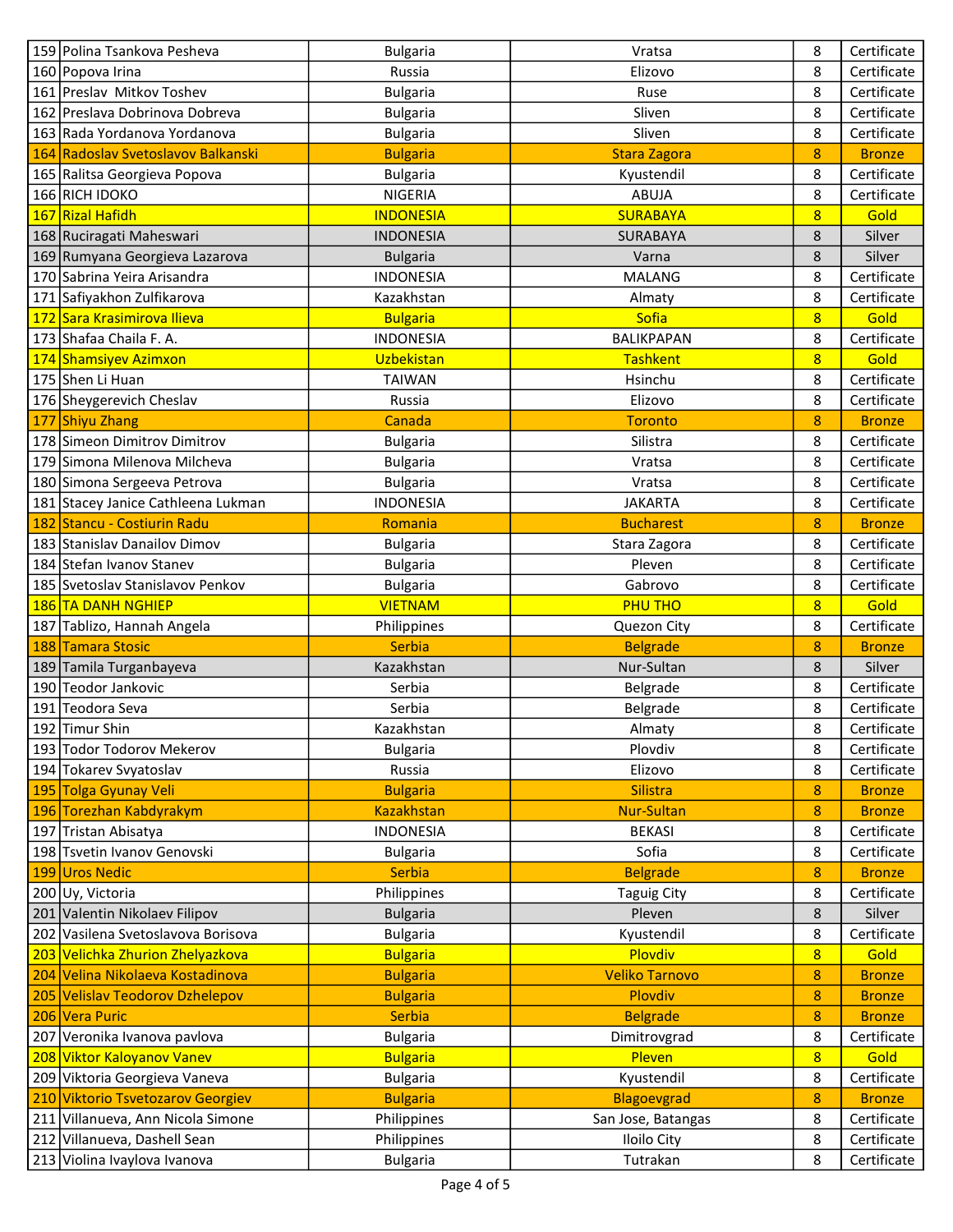| | | | | | |
|---|---|---|---|---|---|
| 159 | Polina Tsankova Pesheva | Bulgaria | Vratsa | 8 | Certificate |
| 160 | Popova Irina | Russia | Elizovo | 8 | Certificate |
| 161 | Preslav  Mitkov Toshev | Bulgaria | Ruse | 8 | Certificate |
| 162 | Preslava Dobrinova Dobreva | Bulgaria | Sliven | 8 | Certificate |
| 163 | Rada Yordanova Yordanova | Bulgaria | Sliven | 8 | Certificate |
| 164 | Radoslav Svetoslavov Balkanski | Bulgaria | Stara Zagora | 8 | Bronze |
| 165 | Ralitsa Georgieva Popova | Bulgaria | Kyustendil | 8 | Certificate |
| 166 | RICH IDOKO | NIGERIA | ABUJA | 8 | Certificate |
| 167 | Rizal Hafidh | INDONESIA | SURABAYA | 8 | Gold |
| 168 | Ruciragati Maheswari | INDONESIA | SURABAYA | 8 | Silver |
| 169 | Rumyana Georgieva Lazarova | Bulgaria | Varna | 8 | Silver |
| 170 | Sabrina Yeira Arisandra | INDONESIA | MALANG | 8 | Certificate |
| 171 | Safiyakhon Zulfikarova | Kazakhstan | Almaty | 8 | Certificate |
| 172 | Sara Krasimirova Ilieva | Bulgaria | Sofia | 8 | Gold |
| 173 | Shafaa Chaila F. A. | INDONESIA | BALIKPAPAN | 8 | Certificate |
| 174 | Shamsiyev Azimxon | Uzbekistan | Tashkent | 8 | Gold |
| 175 | Shen Li Huan | TAIWAN | Hsinchu | 8 | Certificate |
| 176 | Sheygerevich Cheslav | Russia | Elizovo | 8 | Certificate |
| 177 | Shiyu Zhang | Canada | Toronto | 8 | Bronze |
| 178 | Simeon Dimitrov Dimitrov | Bulgaria | Silistra | 8 | Certificate |
| 179 | Simona Milenova Milcheva | Bulgaria | Vratsa | 8 | Certificate |
| 180 | Simona Sergeeva Petrova | Bulgaria | Vratsa | 8 | Certificate |
| 181 | Stacey Janice Cathleena Lukman | INDONESIA | JAKARTA | 8 | Certificate |
| 182 | Stancu - Costiurin Radu | Romania | Bucharest | 8 | Bronze |
| 183 | Stanislav Danailov Dimov | Bulgaria | Stara Zagora | 8 | Certificate |
| 184 | Stefan Ivanov Stanev | Bulgaria | Pleven | 8 | Certificate |
| 185 | Svetoslav Stanislavov Penkov | Bulgaria | Gabrovo | 8 | Certificate |
| 186 | TA DANH NGHIEP | VIETNAM | PHU THO | 8 | Gold |
| 187 | Tablizo, Hannah Angela | Philippines | Quezon City | 8 | Certificate |
| 188 | Tamara Stosic | Serbia | Belgrade | 8 | Bronze |
| 189 | Tamila Turganbayeva | Kazakhstan | Nur-Sultan | 8 | Silver |
| 190 | Teodor Jankovic | Serbia | Belgrade | 8 | Certificate |
| 191 | Teodora Seva | Serbia | Belgrade | 8 | Certificate |
| 192 | Timur Shin | Kazakhstan | Almaty | 8 | Certificate |
| 193 | Todor Todorov Mekerov | Bulgaria | Plovdiv | 8 | Certificate |
| 194 | Tokarev Svyatoslav | Russia | Elizovo | 8 | Certificate |
| 195 | Tolga Gyunay Veli | Bulgaria | Silistra | 8 | Bronze |
| 196 | Torezhan Kabdyrakym | Kazakhstan | Nur-Sultan | 8 | Bronze |
| 197 | Tristan Abisatya | INDONESIA | BEKASI | 8 | Certificate |
| 198 | Tsvetin Ivanov Genovski | Bulgaria | Sofia | 8 | Certificate |
| 199 | Uros Nedic | Serbia | Belgrade | 8 | Bronze |
| 200 | Uy, Victoria | Philippines | Taguig City | 8 | Certificate |
| 201 | Valentin Nikolaev Filipov | Bulgaria | Pleven | 8 | Silver |
| 202 | Vasilena Svetoslavova Borisova | Bulgaria | Kyustendil | 8 | Certificate |
| 203 | Velichka Zhurion Zhelyazkova | Bulgaria | Plovdiv | 8 | Gold |
| 204 | Velina Nikolaeva Kostadinova | Bulgaria | Veliko Tarnovo | 8 | Bronze |
| 205 | Velislav Teodorov Dzhelepov | Bulgaria | Plovdiv | 8 | Bronze |
| 206 | Vera Puric | Serbia | Belgrade | 8 | Bronze |
| 207 | Veronika Ivanova pavlova | Bulgaria | Dimitrovgrad | 8 | Certificate |
| 208 | Viktor Kaloyanov Vanev | Bulgaria | Pleven | 8 | Gold |
| 209 | Viktoria Georgieva Vaneva | Bulgaria | Kyustendil | 8 | Certificate |
| 210 | Viktorio Tsvetozarov Georgiev | Bulgaria | Blagoevgrad | 8 | Bronze |
| 211 | Villanueva, Ann Nicola Simone | Philippines | San Jose, Batangas | 8 | Certificate |
| 212 | Villanueva, Dashell Sean | Philippines | Iloilo City | 8 | Certificate |
| 213 | Violina Ivaylova Ivanova | Bulgaria | Tutrakan | 8 | Certificate |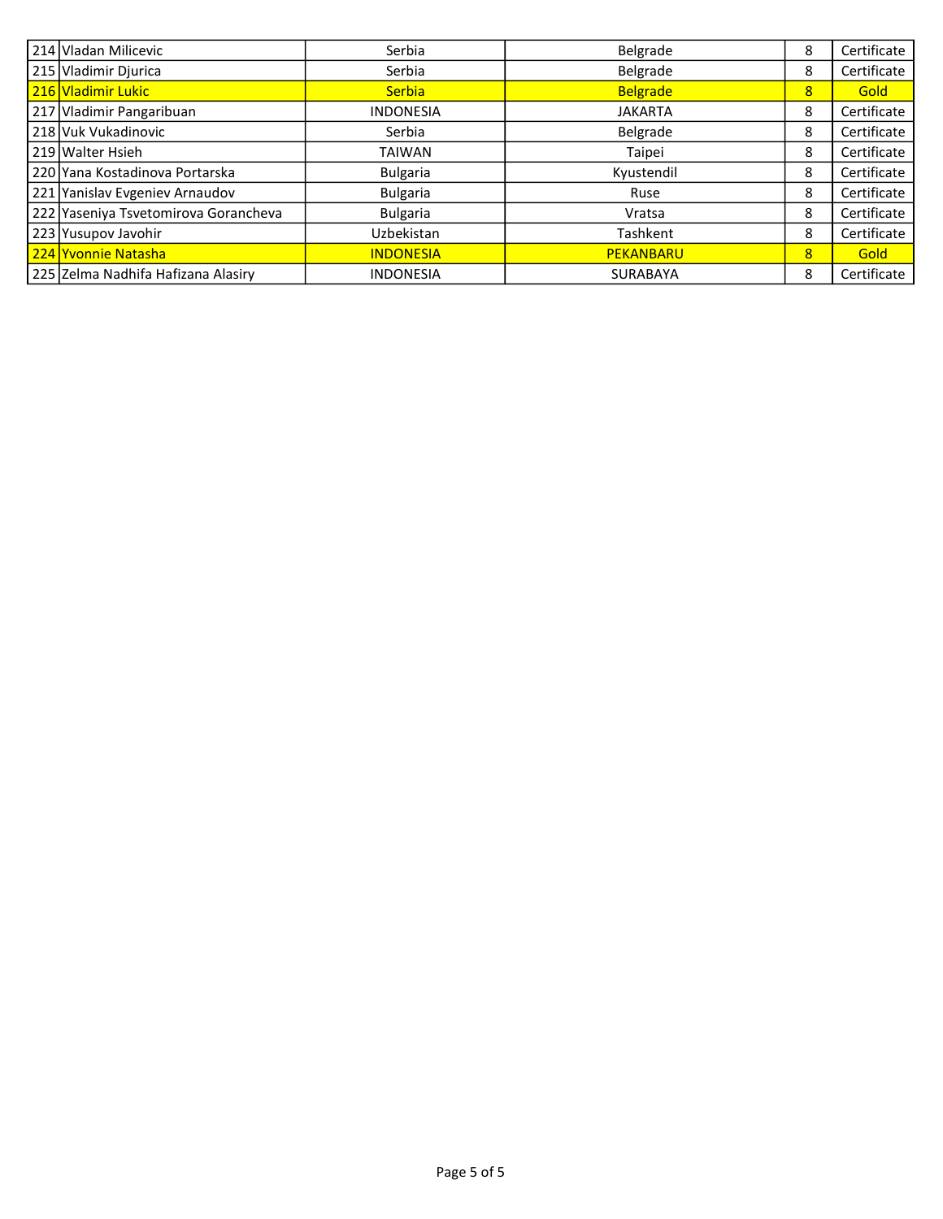| | | | | | |
|---|---|---|---|---|---|
| 214 | Vladan Milicevic | Serbia | Belgrade | 8 | Certificate |
| 215 | Vladimir Djurica | Serbia | Belgrade | 8 | Certificate |
| 216 | Vladimir Lukic | Serbia | Belgrade | 8 | Gold |
| 217 | Vladimir Pangaribuan | INDONESIA | JAKARTA | 8 | Certificate |
| 218 | Vuk Vukadinovic | Serbia | Belgrade | 8 | Certificate |
| 219 | Walter Hsieh | TAIWAN | Taipei | 8 | Certificate |
| 220 | Yana Kostadinova Portarska | Bulgaria | Kyustendil | 8 | Certificate |
| 221 | Yanislav Evgeniev Arnaudov | Bulgaria | Ruse | 8 | Certificate |
| 222 | Yaseniya Tsvetomirova Gorancheva | Bulgaria | Vratsa | 8 | Certificate |
| 223 | Yusupov Javohir | Uzbekistan | Tashkent | 8 | Certificate |
| 224 | Yvonnie Natasha | INDONESIA | PEKANBARU | 8 | Gold |
| 225 | Zelma Nadhifa Hafizana Alasiry | INDONESIA | SURABAYA | 8 | Certificate |